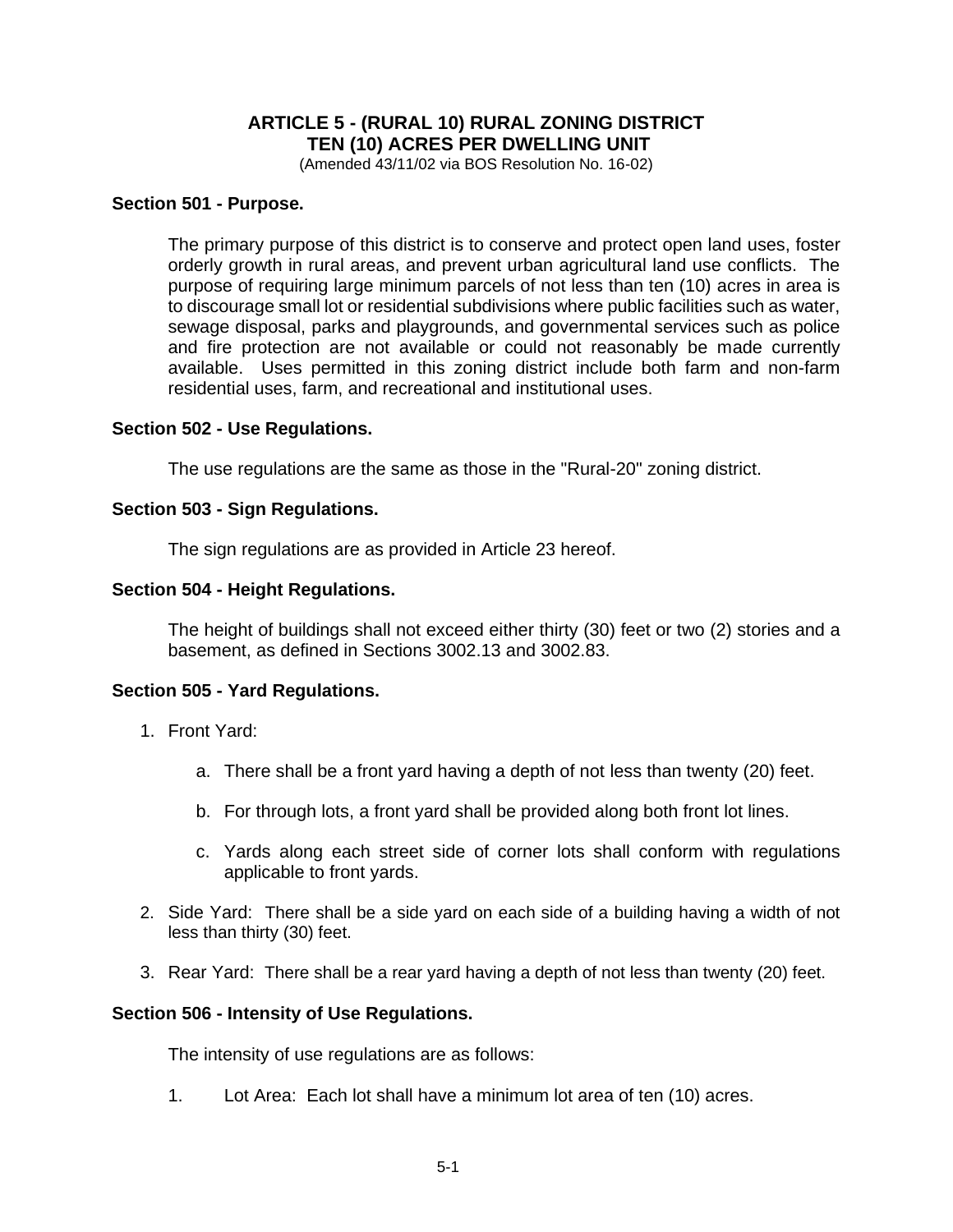# ARTICLE 5 - (RURAL 10) RURAL ZONING DISTRICT
## TEN (10) ACRES PER DWELLING UNIT

(Amended 43/11/02 via BOS Resolution No. 16-02)

### Section 501 - Purpose.

The primary purpose of this district is to conserve and protect open land uses, foster orderly growth in rural areas, and prevent urban agricultural land use conflicts. The purpose of requiring large minimum parcels of not less than ten (10) acres in area is to discourage small lot or residential subdivisions where public facilities such as water, sewage disposal, parks and playgrounds, and governmental services such as police and fire protection are not available or could not reasonably be made currently available. Uses permitted in this zoning district include both farm and non-farm residential uses, farm, and recreational and institutional uses.

### Section 502 - Use Regulations.

The use regulations are the same as those in the "Rural-20" zoning district.

### Section 503 - Sign Regulations.

The sign regulations are as provided in Article 23 hereof.

### Section 504 - Height Regulations.

The height of buildings shall not exceed either thirty (30) feet or two (2) stories and a basement, as defined in Sections 3002.13 and 3002.83.

### Section 505 - Yard Regulations.

1. Front Yard:

   a. There shall be a front yard having a depth of not less than twenty (20) feet.

   b. For through lots, a front yard shall be provided along both front lot lines.

   c. Yards along each street side of corner lots shall conform with regulations applicable to front yards.

2. Side Yard: There shall be a side yard on each side of a building having a width of not less than thirty (30) feet.

3. Rear Yard: There shall be a rear yard having a depth of not less than twenty (20) feet.

### Section 506 - Intensity of Use Regulations.

The intensity of use regulations are as follows:

1. Lot Area: Each lot shall have a minimum lot area of ten (10) acres.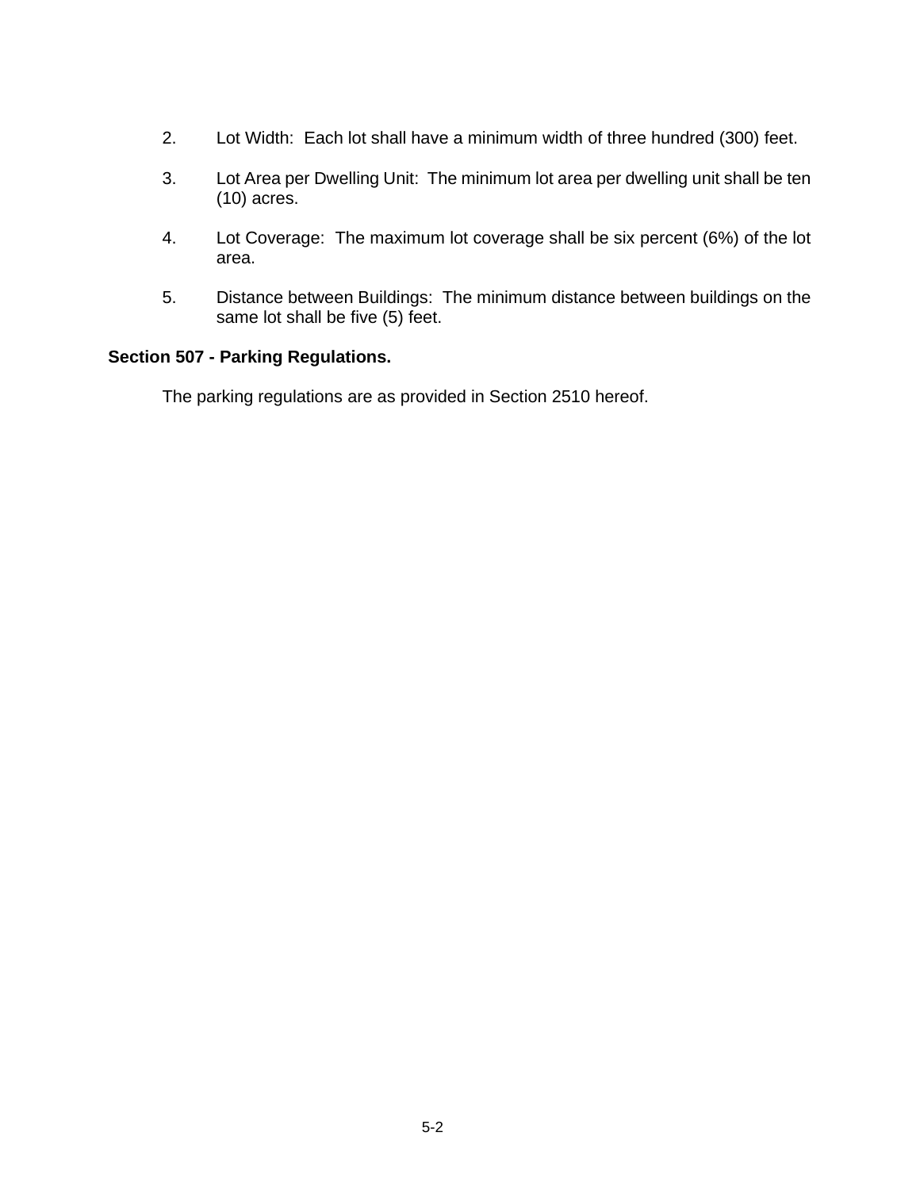2. Lot Width: Each lot shall have a minimum width of three hundred (300) feet.

3. Lot Area per Dwelling Unit: The minimum lot area per dwelling unit shall be ten (10) acres.

4. Lot Coverage: The maximum lot coverage shall be six percent (6%) of the lot area.

5. Distance between Buildings: The minimum distance between buildings on the same lot shall be five (5) feet.

**Section 507 - Parking Regulations.**

The parking regulations are as provided in Section 2510 hereof.